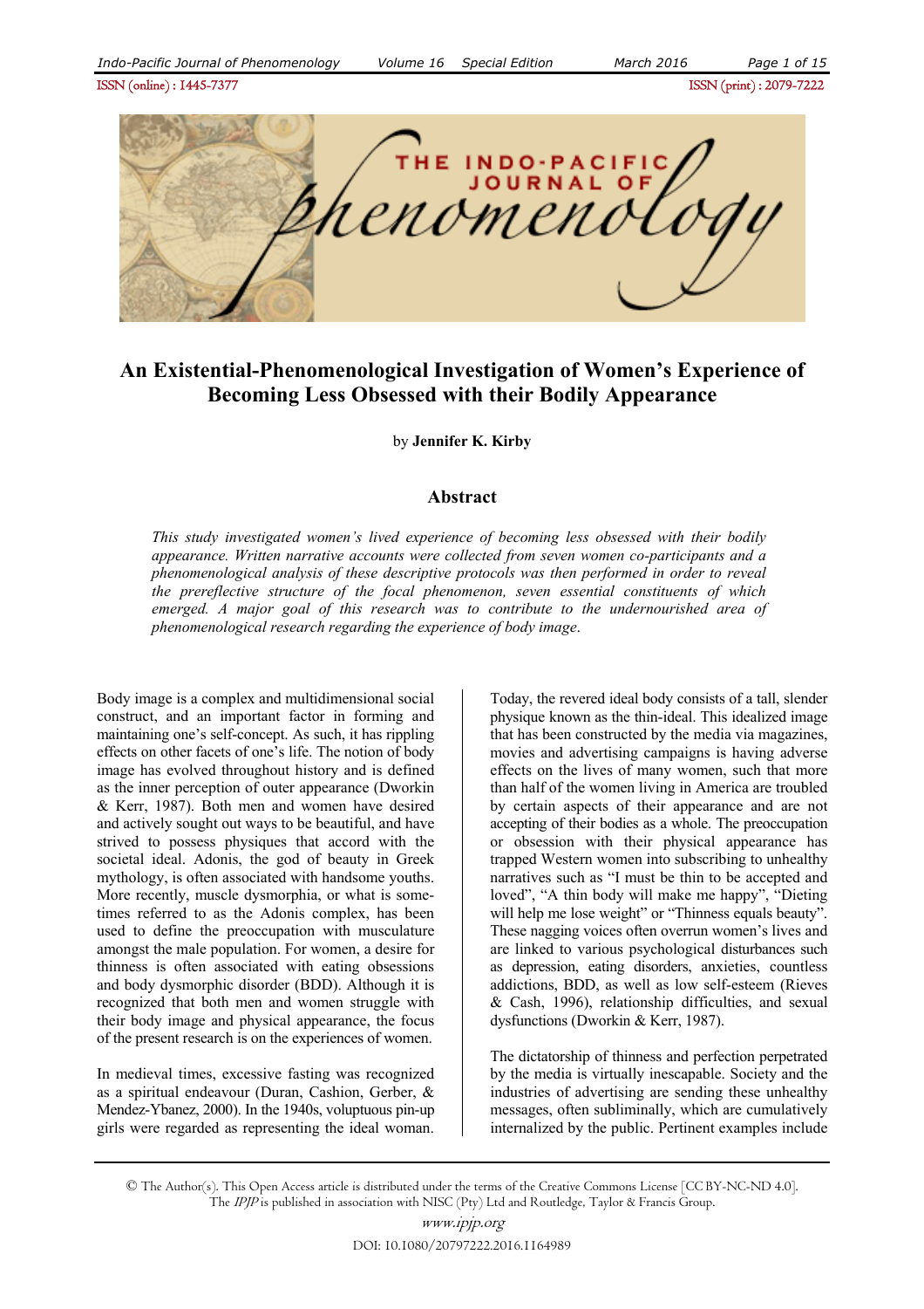# An Existential-Phenomenological Investigation of Women's Experience of Becoming Less Obsessed with their Bodily Appearance

by **Jennifer K. Kirby**

## Abstract

*This study investigated women's lived experience of becoming less obsessed with their bodily appearance. Written narrative accounts were collected from seven women co-participants and a phenomenological analysis of these descriptive protocols was then performed in order to reveal the prereflective structure of the focal phenomenon, seven essential constituents of which emerged. A major goal of this research was to contribute to the undernourished area of phenomenological research regarding the experience of body image.*

Body image is a complex and multidimensional social construct, and an important factor in forming and maintaining one's self-concept. As such, it has rippling effects on other facets of one's life. The notion of body image has evolved throughout history and is defined as the inner perception of outer appearance (Dworkin & Kerr, 1987). Both men and women have desired and actively sought out ways to be beautiful, and have strived to possess physiques that accord with the societal ideal. Adonis, the god of beauty in Greek mythology, is often associated with handsome youths. More recently, muscle dysmorphia, or what is sometimes referred to as the Adonis complex, has been used to define the preoccupation with musculature amongst the male population. For women, a desire for thinness is often associated with eating obsessions and body dysmorphic disorder (BDD). Although it is recognized that both men and women struggle with their body image and physical appearance, the focus of the present research is on the experiences of women.

In medieval times, excessive fasting was recognized as a spiritual endeavour (Duran, Cashion, Gerber, & Mendez-Ybanez, 2000). In the 1940s, voluptuous pin-up girls were regarded as representing the ideal woman. Today, the revered ideal body consists of a tall, slender physique known as the thin-ideal. This idealized image that has been constructed by the media via magazines, movies and advertising campaigns is having adverse effects on the lives of many women, such that more than half of the women living in America are troubled by certain aspects of their appearance and are not accepting of their bodies as a whole. The preoccupation or obsession with their physical appearance has trapped Western women into subscribing to unhealthy narratives such as "I must be thin to be accepted and loved", "A thin body will make me happy", "Dieting will help me lose weight" or "Thinness equals beauty". These nagging voices often overrun women's lives and are linked to various psychological disturbances such as depression, eating disorders, anxieties, countless addictions, BDD, as well as low self-esteem (Rieves & Cash, 1996), relationship difficulties, and sexual dysfunctions (Dworkin & Kerr, 1987).

The dictatorship of thinness and perfection perpetrated by the media is virtually inescapable. Society and the industries of advertising are sending these unhealthy messages, often subliminally, which are cumulatively internalized by the public. Pertinent examples include

© The Author(s). This Open Access article is distributed under the terms of the Creative Commons License [CC BY-NC-ND 4.0]. The *IPJP* is published in association with NISC (Pty) Ltd and Routledge, Taylor & Francis Group.

www.ipjp.org

DOI: 10.1080/20797222.2016.1164989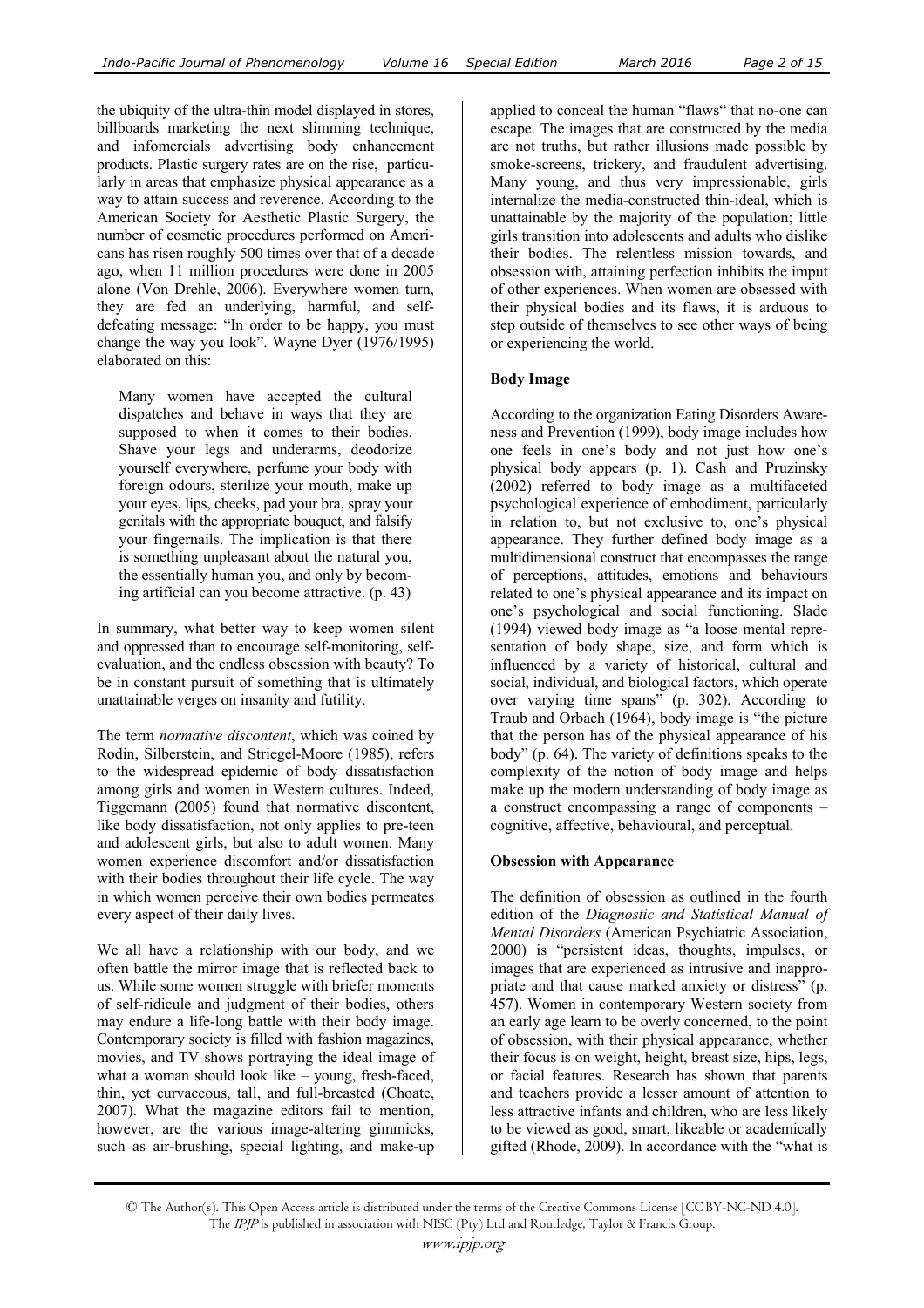the ubiquity of the ultra-thin model displayed in stores, billboards marketing the next slimming technique, and infomercials advertising body enhancement products. Plastic surgery rates are on the rise, particularly in areas that emphasize physical appearance as a way to attain success and reverence. According to the American Society for Aesthetic Plastic Surgery, the number of cosmetic procedures performed on Americans has risen roughly 500 times over that of a decade ago, when 11 million procedures were done in 2005 alone (Von Drehle, 2006). Everywhere women turn, they are fed an underlying, harmful, and self-defeating message: "In order to be happy, you must change the way you look". Wayne Dyer (1976/1995) elaborated on this:

> Many women have accepted the cultural dispatches and behave in ways that they are supposed to when it comes to their bodies. Shave your legs and underarms, deodorize yourself everywhere, perfume your body with foreign odours, sterilize your mouth, make up your eyes, lips, cheeks, pad your bra, spray your genitals with the appropriate bouquet, and falsify your fingernails. The implication is that there is something unpleasant about the natural you, the essentially human you, and only by becoming artificial can you become attractive. (p. 43)

In summary, what better way to keep women silent and oppressed than to encourage self-monitoring, self-evaluation, and the endless obsession with beauty? To be in constant pursuit of something that is ultimately unattainable verges on insanity and futility.

The term *normative discontent*, which was coined by Rodin, Silberstein, and Striegel-Moore (1985), refers to the widespread epidemic of body dissatisfaction among girls and women in Western cultures. Indeed, Tiggemann (2005) found that normative discontent, like body dissatisfaction, not only applies to pre-teen and adolescent girls, but also to adult women. Many women experience discomfort and/or dissatisfaction with their bodies throughout their life cycle. The way in which women perceive their own bodies permeates every aspect of their daily lives.

We all have a relationship with our body, and we often battle the mirror image that is reflected back to us. While some women struggle with briefer moments of self-ridicule and judgment of their bodies, others may endure a life-long battle with their body image. Contemporary society is filled with fashion magazines, movies, and TV shows portraying the ideal image of what a woman should look like – young, fresh-faced, thin, yet curvaceous, tall, and full-breasted (Choate, 2007). What the magazine editors fail to mention, however, are the various image-altering gimmicks, such as air-brushing, special lighting, and make-up applied to conceal the human "flaws" that no-one can escape. The images that are constructed by the media are not truths, but rather illusions made possible by smoke-screens, trickery, and fraudulent advertising. Many young, and thus very impressionable, girls internalize the media-constructed thin-ideal, which is unattainable by the majority of the population; little girls transition into adolescents and adults who dislike their bodies. The relentless mission towards, and obsession with, attaining perfection inhibits the imput of other experiences. When women are obsessed with their physical bodies and its flaws, it is arduous to step outside of themselves to see other ways of being or experiencing the world.

**Body Image**

According to the organization Eating Disorders Awareness and Prevention (1999), body image includes how one feels in one's body and not just how one's physical body appears (p. 1). Cash and Pruzinsky (2002) referred to body image as a multifaceted psychological experience of embodiment, particularly in relation to, but not exclusive to, one's physical appearance. They further defined body image as a multidimensional construct that encompasses the range of perceptions, attitudes, emotions and behaviours related to one's physical appearance and its impact on one's psychological and social functioning. Slade (1994) viewed body image as "a loose mental representation of body shape, size, and form which is influenced by a variety of historical, cultural and social, individual, and biological factors, which operate over varying time spans" (p. 302). According to Traub and Orbach (1964), body image is "the picture that the person has of the physical appearance of his body" (p. 64). The variety of definitions speaks to the complexity of the notion of body image and helps make up the modern understanding of body image as a construct encompassing a range of components – cognitive, affective, behavioural, and perceptual.

**Obsession with Appearance**

The definition of obsession as outlined in the fourth edition of the *Diagnostic and Statistical Manual of Mental Disorders* (American Psychiatric Association, 2000) is "persistent ideas, thoughts, impulses, or images that are experienced as intrusive and inappropriate and that cause marked anxiety or distress" (p. 457). Women in contemporary Western society from an early age learn to be overly concerned, to the point of obsession, with their physical appearance, whether their focus is on weight, height, breast size, hips, legs, or facial features. Research has shown that parents and teachers provide a lesser amount of attention to less attractive infants and children, who are less likely to be viewed as good, smart, likeable or academically gifted (Rhode, 2009). In accordance with the "what is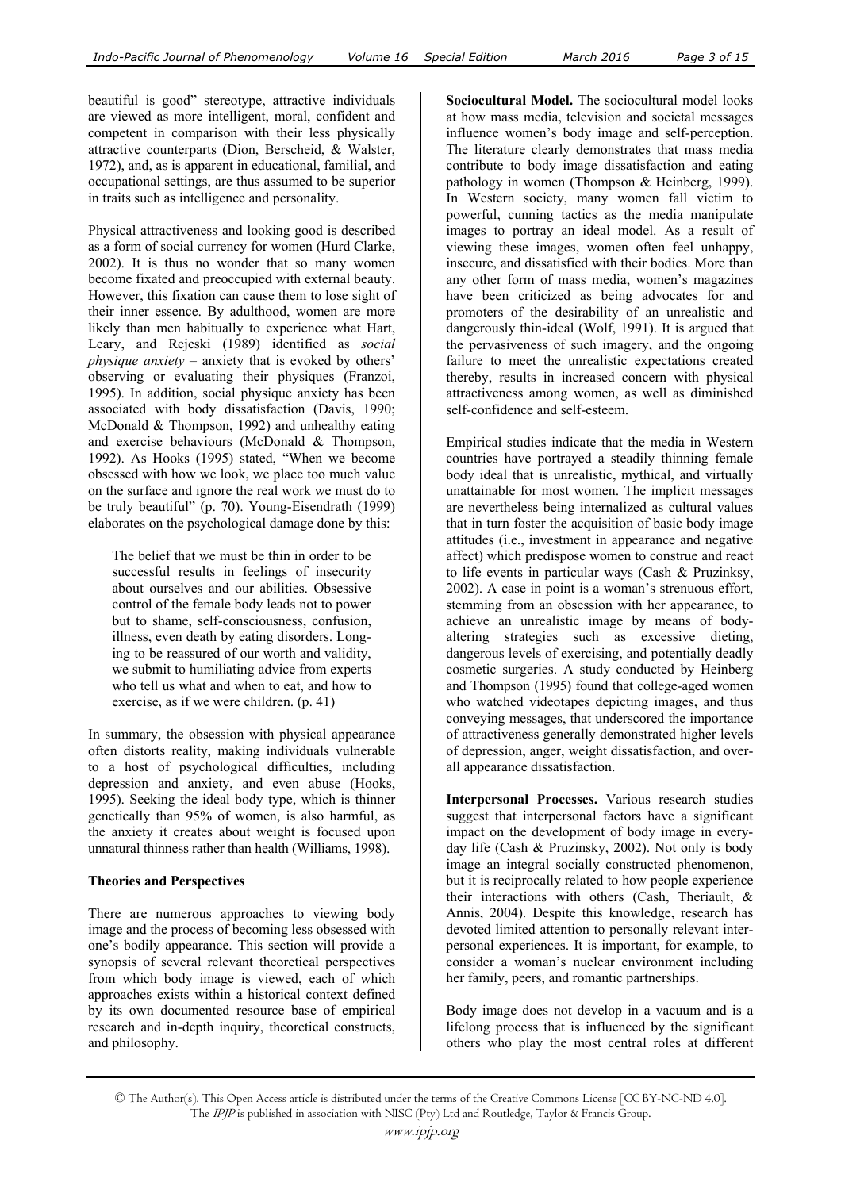beautiful is good" stereotype, attractive individuals are viewed as more intelligent, moral, confident and competent in comparison with their less physically attractive counterparts (Dion, Berscheid, & Walster, 1972), and, as is apparent in educational, familial, and occupational settings, are thus assumed to be superior in traits such as intelligence and personality.

Physical attractiveness and looking good is described as a form of social currency for women (Hurd Clarke, 2002). It is thus no wonder that so many women become fixated and preoccupied with external beauty. However, this fixation can cause them to lose sight of their inner essence. By adulthood, women are more likely than men habitually to experience what Hart, Leary, and Rejeski (1989) identified as *social physique anxiety* – anxiety that is evoked by others' observing or evaluating their physiques (Franzoi, 1995). In addition, social physique anxiety has been associated with body dissatisfaction (Davis, 1990; McDonald & Thompson, 1992) and unhealthy eating and exercise behaviours (McDonald & Thompson, 1992). As Hooks (1995) stated, "When we become obsessed with how we look, we place too much value on the surface and ignore the real work we must do to be truly beautiful" (p. 70). Young-Eisendrath (1999) elaborates on the psychological damage done by this:

> The belief that we must be thin in order to be successful results in feelings of insecurity about ourselves and our abilities. Obsessive control of the female body leads not to power but to shame, self-consciousness, confusion, illness, even death by eating disorders. Longing to be reassured of our worth and validity, we submit to humiliating advice from experts who tell us what and when to eat, and how to exercise, as if we were children. (p. 41)

In summary, the obsession with physical appearance often distorts reality, making individuals vulnerable to a host of psychological difficulties, including depression and anxiety, and even abuse (Hooks, 1995). Seeking the ideal body type, which is thinner genetically than 95% of women, is also harmful, as the anxiety it creates about weight is focused upon unnatural thinness rather than health (Williams, 1998).

## Theories and Perspectives

There are numerous approaches to viewing body image and the process of becoming less obsessed with one's bodily appearance. This section will provide a synopsis of several relevant theoretical perspectives from which body image is viewed, each of which approaches exists within a historical context defined by its own documented resource base of empirical research and in-depth inquiry, theoretical constructs, and philosophy.

**Sociocultural Model.** The sociocultural model looks at how mass media, television and societal messages influence women's body image and self-perception. The literature clearly demonstrates that mass media contribute to body image dissatisfaction and eating pathology in women (Thompson & Heinberg, 1999). In Western society, many women fall victim to powerful, cunning tactics as the media manipulate images to portray an ideal model. As a result of viewing these images, women often feel unhappy, insecure, and dissatisfied with their bodies. More than any other form of mass media, women's magazines have been criticized as being advocates for and promoters of the desirability of an unrealistic and dangerously thin-ideal (Wolf, 1991). It is argued that the pervasiveness of such imagery, and the ongoing failure to meet the unrealistic expectations created thereby, results in increased concern with physical attractiveness among women, as well as diminished self-confidence and self-esteem.

Empirical studies indicate that the media in Western countries have portrayed a steadily thinning female body ideal that is unrealistic, mythical, and virtually unattainable for most women. The implicit messages are nevertheless being internalized as cultural values that in turn foster the acquisition of basic body image attitudes (i.e., investment in appearance and negative affect) which predispose women to construe and react to life events in particular ways (Cash & Pruzinksy, 2002). A case in point is a woman's strenuous effort, stemming from an obsession with her appearance, to achieve an unrealistic image by means of body-altering strategies such as excessive dieting, dangerous levels of exercising, and potentially deadly cosmetic surgeries. A study conducted by Heinberg and Thompson (1995) found that college-aged women who watched videotapes depicting images, and thus conveying messages, that underscored the importance of attractiveness generally demonstrated higher levels of depression, anger, weight dissatisfaction, and overall appearance dissatisfaction.

**Interpersonal Processes.** Various research studies suggest that interpersonal factors have a significant impact on the development of body image in everyday life (Cash & Pruzinsky, 2002). Not only is body image an integral socially constructed phenomenon, but it is reciprocally related to how people experience their interactions with others (Cash, Theriault, & Annis, 2004). Despite this knowledge, research has devoted limited attention to personally relevant interpersonal experiences. It is important, for example, to consider a woman's nuclear environment including her family, peers, and romantic partnerships.

Body image does not develop in a vacuum and is a lifelong process that is influenced by the significant others who play the most central roles at different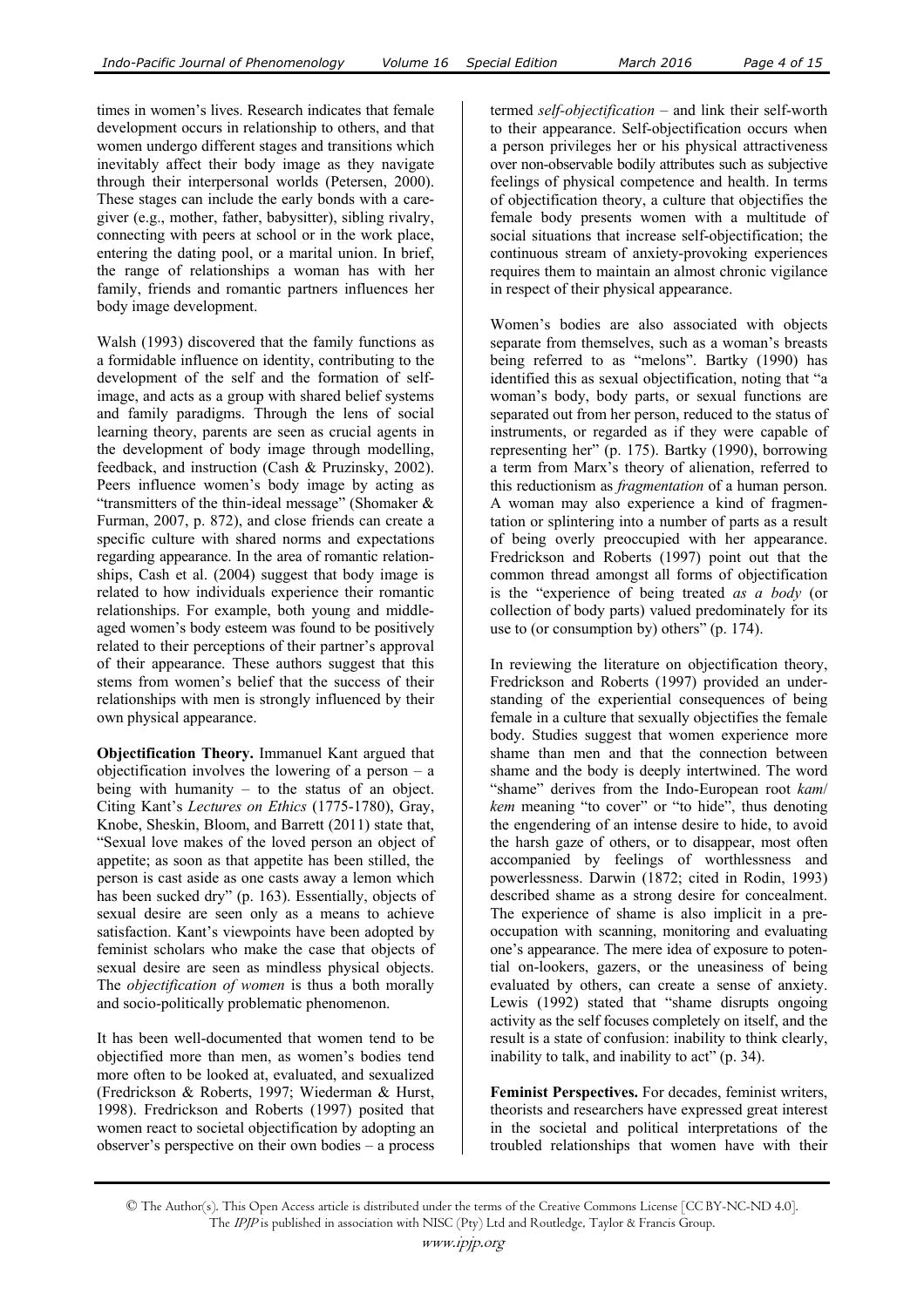times in women's lives. Research indicates that female development occurs in relationship to others, and that women undergo different stages and transitions which inevitably affect their body image as they navigate through their interpersonal worlds (Petersen, 2000). These stages can include the early bonds with a caregiver (e.g., mother, father, babysitter), sibling rivalry, connecting with peers at school or in the work place, entering the dating pool, or a marital union. In brief, the range of relationships a woman has with her family, friends and romantic partners influences her body image development.

Walsh (1993) discovered that the family functions as a formidable influence on identity, contributing to the development of the self and the formation of self-image, and acts as a group with shared belief systems and family paradigms. Through the lens of social learning theory, parents are seen as crucial agents in the development of body image through modelling, feedback, and instruction (Cash & Pruzinsky, 2002). Peers influence women's body image by acting as "transmitters of the thin-ideal message" (Shomaker & Furman, 2007, p. 872), and close friends can create a specific culture with shared norms and expectations regarding appearance. In the area of romantic relationships, Cash et al. (2004) suggest that body image is related to how individuals experience their romantic relationships. For example, both young and middle-aged women's body esteem was found to be positively related to their perceptions of their partner's approval of their appearance. These authors suggest that this stems from women's belief that the success of their relationships with men is strongly influenced by their own physical appearance.

**Objectification Theory.** Immanuel Kant argued that objectification involves the lowering of a person – a being with humanity – to the status of an object. Citing Kant's *Lectures on Ethics* (1775-1780), Gray, Knobe, Sheskin, Bloom, and Barrett (2011) state that, "Sexual love makes of the loved person an object of appetite; as soon as that appetite has been stilled, the person is cast aside as one casts away a lemon which has been sucked dry" (p. 163). Essentially, objects of sexual desire are seen only as a means to achieve satisfaction. Kant's viewpoints have been adopted by feminist scholars who make the case that objects of sexual desire are seen as mindless physical objects. The *objectification of women* is thus a both morally and socio-politically problematic phenomenon.

It has been well-documented that women tend to be objectified more than men, as women's bodies tend more often to be looked at, evaluated, and sexualized (Fredrickson & Roberts, 1997; Wiederman & Hurst, 1998). Fredrickson and Roberts (1997) posited that women react to societal objectification by adopting an observer's perspective on their own bodies – a process termed *self-objectification* – and link their self-worth to their appearance. Self-objectification occurs when a person privileges her or his physical attractiveness over non-observable bodily attributes such as subjective feelings of physical competence and health. In terms of objectification theory, a culture that objectifies the female body presents women with a multitude of social situations that increase self-objectification; the continuous stream of anxiety-provoking experiences requires them to maintain an almost chronic vigilance in respect of their physical appearance.

Women's bodies are also associated with objects separate from themselves, such as a woman's breasts being referred to as "melons". Bartky (1990) has identified this as sexual objectification, noting that "a woman's body, body parts, or sexual functions are separated out from her person, reduced to the status of instruments, or regarded as if they were capable of representing her" (p. 175). Bartky (1990), borrowing a term from Marx's theory of alienation, referred to this reductionism as *fragmentation* of a human person. A woman may also experience a kind of fragmentation or splintering into a number of parts as a result of being overly preoccupied with her appearance. Fredrickson and Roberts (1997) point out that the common thread amongst all forms of objectification is the "experience of being treated *as a body* (or collection of body parts) valued predominately for its use to (or consumption by) others" (p. 174).

In reviewing the literature on objectification theory, Fredrickson and Roberts (1997) provided an understanding of the experiential consequences of being female in a culture that sexually objectifies the female body. Studies suggest that women experience more shame than men and that the connection between shame and the body is deeply intertwined. The word "shame" derives from the Indo-European root *kam*/*kem* meaning "to cover" or "to hide", thus denoting the engendering of an intense desire to hide, to avoid the harsh gaze of others, or to disappear, most often accompanied by feelings of worthlessness and powerlessness. Darwin (1872; cited in Rodin, 1993) described shame as a strong desire for concealment. The experience of shame is also implicit in a preoccupation with scanning, monitoring and evaluating one's appearance. The mere idea of exposure to potential on-lookers, gazers, or the uneasiness of being evaluated by others, can create a sense of anxiety. Lewis (1992) stated that "shame disrupts ongoing activity as the self focuses completely on itself, and the result is a state of confusion: inability to think clearly, inability to talk, and inability to act" (p. 34).

**Feminist Perspectives.** For decades, feminist writers, theorists and researchers have expressed great interest in the societal and political interpretations of the troubled relationships that women have with their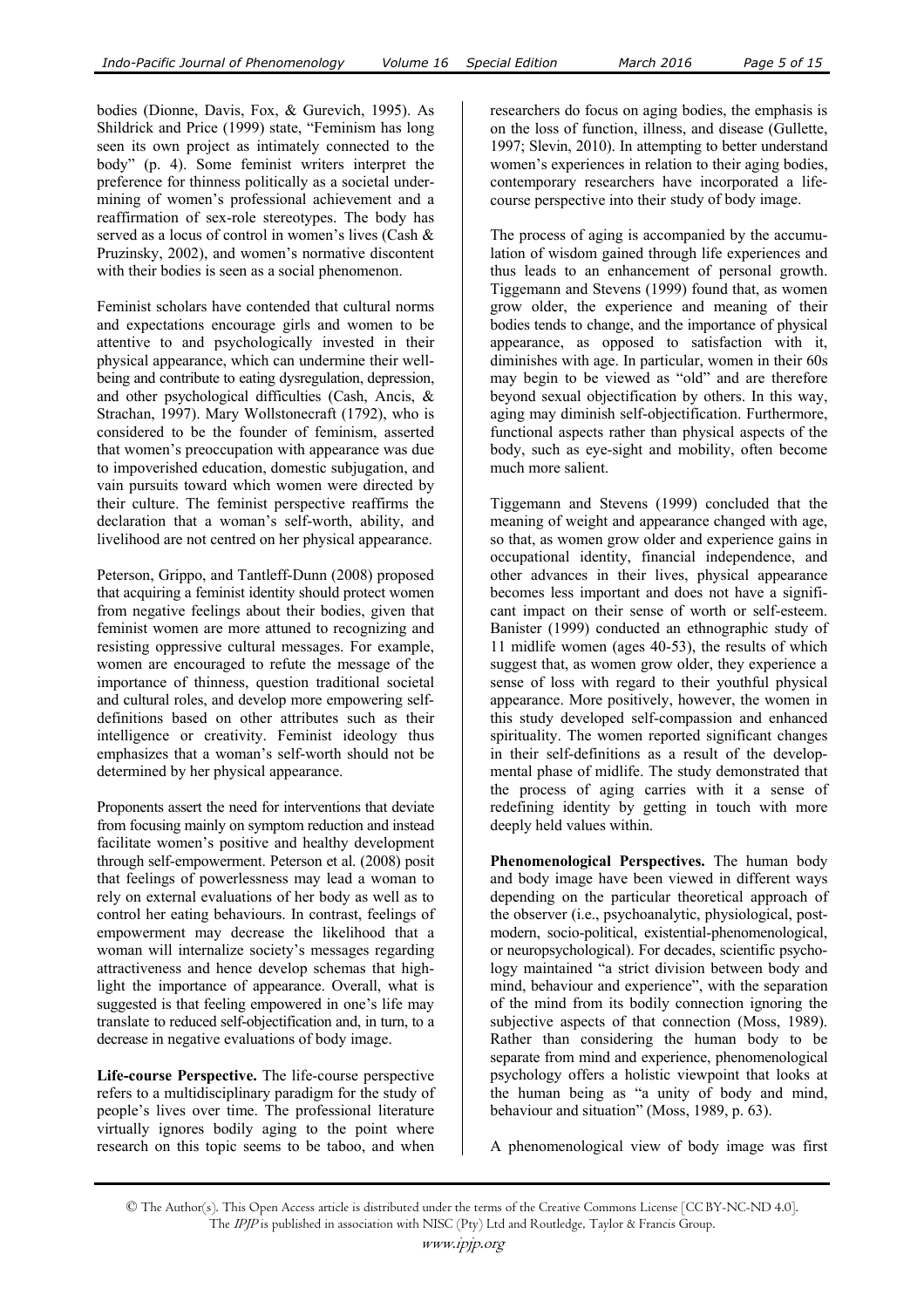bodies (Dionne, Davis, Fox, & Gurevich, 1995). As Shildrick and Price (1999) state, "Feminism has long seen its own project as intimately connected to the body" (p. 4). Some feminist writers interpret the preference for thinness politically as a societal undermining of women's professional achievement and a reaffirmation of sex-role stereotypes. The body has served as a locus of control in women's lives (Cash & Pruzinsky, 2002), and women's normative discontent with their bodies is seen as a social phenomenon.

Feminist scholars have contended that cultural norms and expectations encourage girls and women to be attentive to and psychologically invested in their physical appearance, which can undermine their well-being and contribute to eating dysregulation, depression, and other psychological difficulties (Cash, Ancis, & Strachan, 1997). Mary Wollstonecraft (1792), who is considered to be the founder of feminism, asserted that women's preoccupation with appearance was due to impoverished education, domestic subjugation, and vain pursuits toward which women were directed by their culture. The feminist perspective reaffirms the declaration that a woman's self-worth, ability, and livelihood are not centred on her physical appearance.

Peterson, Grippo, and Tantleff-Dunn (2008) proposed that acquiring a feminist identity should protect women from negative feelings about their bodies, given that feminist women are more attuned to recognizing and resisting oppressive cultural messages. For example, women are encouraged to refute the message of the importance of thinness, question traditional societal and cultural roles, and develop more empowering self-definitions based on other attributes such as their intelligence or creativity. Feminist ideology thus emphasizes that a woman's self-worth should not be determined by her physical appearance.

Proponents assert the need for interventions that deviate from focusing mainly on symptom reduction and instead facilitate women's positive and healthy development through self-empowerment. Peterson et al. (2008) posit that feelings of powerlessness may lead a woman to rely on external evaluations of her body as well as to control her eating behaviours. In contrast, feelings of empowerment may decrease the likelihood that a woman will internalize society's messages regarding attractiveness and hence develop schemas that highlight the importance of appearance. Overall, what is suggested is that feeling empowered in one's life may translate to reduced self-objectification and, in turn, to a decrease in negative evaluations of body image.

**Life-course Perspective.** The life-course perspective refers to a multidisciplinary paradigm for the study of people's lives over time. The professional literature virtually ignores bodily aging to the point where research on this topic seems to be taboo, and when researchers do focus on aging bodies, the emphasis is on the loss of function, illness, and disease (Gullette, 1997; Slevin, 2010). In attempting to better understand women's experiences in relation to their aging bodies, contemporary researchers have incorporated a life-course perspective into their study of body image.

The process of aging is accompanied by the accumulation of wisdom gained through life experiences and thus leads to an enhancement of personal growth. Tiggemann and Stevens (1999) found that, as women grow older, the experience and meaning of their bodies tends to change, and the importance of physical appearance, as opposed to satisfaction with it, diminishes with age. In particular, women in their 60s may begin to be viewed as "old" and are therefore beyond sexual objectification by others. In this way, aging may diminish self-objectification. Furthermore, functional aspects rather than physical aspects of the body, such as eye-sight and mobility, often become much more salient.

Tiggemann and Stevens (1999) concluded that the meaning of weight and appearance changed with age, so that, as women grow older and experience gains in occupational identity, financial independence, and other advances in their lives, physical appearance becomes less important and does not have a significant impact on their sense of worth or self-esteem. Banister (1999) conducted an ethnographic study of 11 midlife women (ages 40-53), the results of which suggest that, as women grow older, they experience a sense of loss with regard to their youthful physical appearance. More positively, however, the women in this study developed self-compassion and enhanced spirituality. The women reported significant changes in their self-definitions as a result of the developmental phase of midlife. The study demonstrated that the process of aging carries with it a sense of redefining identity by getting in touch with more deeply held values within.

**Phenomenological Perspectives.** The human body and body image have been viewed in different ways depending on the particular theoretical approach of the observer (i.e., psychoanalytic, physiological, post-modern, socio-political, existential-phenomenological, or neuropsychological). For decades, scientific psychology maintained "a strict division between body and mind, behaviour and experience", with the separation of the mind from its bodily connection ignoring the subjective aspects of that connection (Moss, 1989). Rather than considering the human body to be separate from mind and experience, phenomenological psychology offers a holistic viewpoint that looks at the human being as "a unity of body and mind, behaviour and situation" (Moss, 1989, p. 63).

A phenomenological view of body image was first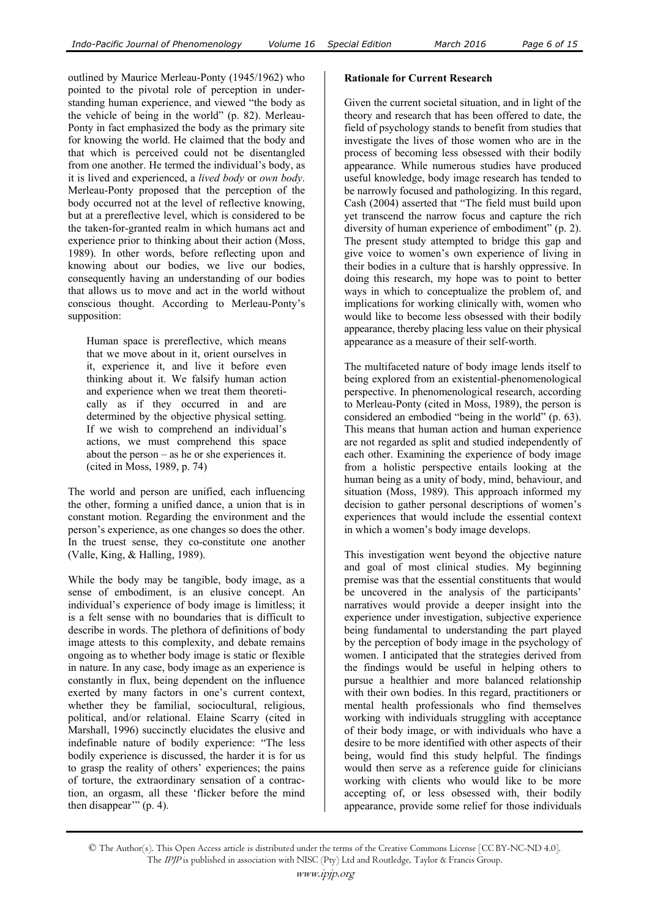outlined by Maurice Merleau-Ponty (1945/1962) who pointed to the pivotal role of perception in understanding human experience, and viewed "the body as the vehicle of being in the world" (p. 82). Merleau-Ponty in fact emphasized the body as the primary site for knowing the world. He claimed that the body and that which is perceived could not be disentangled from one another. He termed the individual's body, as it is lived and experienced, a *lived body* or *own body*. Merleau-Ponty proposed that the perception of the body occurred not at the level of reflective knowing, but at a prereflective level, which is considered to be the taken-for-granted realm in which humans act and experience prior to thinking about their action (Moss, 1989). In other words, before reflecting upon and knowing about our bodies, we live our bodies, consequently having an understanding of our bodies that allows us to move and act in the world without conscious thought. According to Merleau-Ponty's supposition:

> Human space is prereflective, which means that we move about in it, orient ourselves in it, experience it, and live it before even thinking about it. We falsify human action and experience when we treat them theoretically as if they occurred in and are determined by the objective physical setting. If we wish to comprehend an individual's actions, we must comprehend this space about the person – as he or she experiences it. (cited in Moss, 1989, p. 74)

The world and person are unified, each influencing the other, forming a unified dance, a union that is in constant motion. Regarding the environment and the person's experience, as one changes so does the other. In the truest sense, they co-constitute one another (Valle, King, & Halling, 1989).

While the body may be tangible, body image, as a sense of embodiment, is an elusive concept. An individual's experience of body image is limitless; it is a felt sense with no boundaries that is difficult to describe in words. The plethora of definitions of body image attests to this complexity, and debate remains ongoing as to whether body image is static or flexible in nature. In any case, body image as an experience is constantly in flux, being dependent on the influence exerted by many factors in one's current context, whether they be familial, sociocultural, religious, political, and/or relational. Elaine Scarry (cited in Marshall, 1996) succinctly elucidates the elusive and indefinable nature of bodily experience: "The less bodily experience is discussed, the harder it is for us to grasp the reality of others' experiences; the pains of torture, the extraordinary sensation of a contraction, an orgasm, all these 'flicker before the mind then disappear'" (p. 4).

**Rationale for Current Research**

Given the current societal situation, and in light of the theory and research that has been offered to date, the field of psychology stands to benefit from studies that investigate the lives of those women who are in the process of becoming less obsessed with their bodily appearance. While numerous studies have produced useful knowledge, body image research has tended to be narrowly focused and pathologizing. In this regard, Cash (2004) asserted that "The field must build upon yet transcend the narrow focus and capture the rich diversity of human experience of embodiment" (p. 2). The present study attempted to bridge this gap and give voice to women's own experience of living in their bodies in a culture that is harshly oppressive. In doing this research, my hope was to point to better ways in which to conceptualize the problem of, and implications for working clinically with, women who would like to become less obsessed with their bodily appearance, thereby placing less value on their physical appearance as a measure of their self-worth.

The multifaceted nature of body image lends itself to being explored from an existential-phenomenological perspective. In phenomenological research, according to Merleau-Ponty (cited in Moss, 1989), the person is considered an embodied "being in the world" (p. 63). This means that human action and human experience are not regarded as split and studied independently of each other. Examining the experience of body image from a holistic perspective entails looking at the human being as a unity of body, mind, behaviour, and situation (Moss, 1989). This approach informed my decision to gather personal descriptions of women's experiences that would include the essential context in which a women's body image develops.

This investigation went beyond the objective nature and goal of most clinical studies. My beginning premise was that the essential constituents that would be uncovered in the analysis of the participants' narratives would provide a deeper insight into the experience under investigation, subjective experience being fundamental to understanding the part played by the perception of body image in the psychology of women. I anticipated that the strategies derived from the findings would be useful in helping others to pursue a healthier and more balanced relationship with their own bodies. In this regard, practitioners or mental health professionals who find themselves working with individuals struggling with acceptance of their body image, or with individuals who have a desire to be more identified with other aspects of their being, would find this study helpful. The findings would then serve as a reference guide for clinicians working with clients who would like to be more accepting of, or less obsessed with, their bodily appearance, provide some relief for those individuals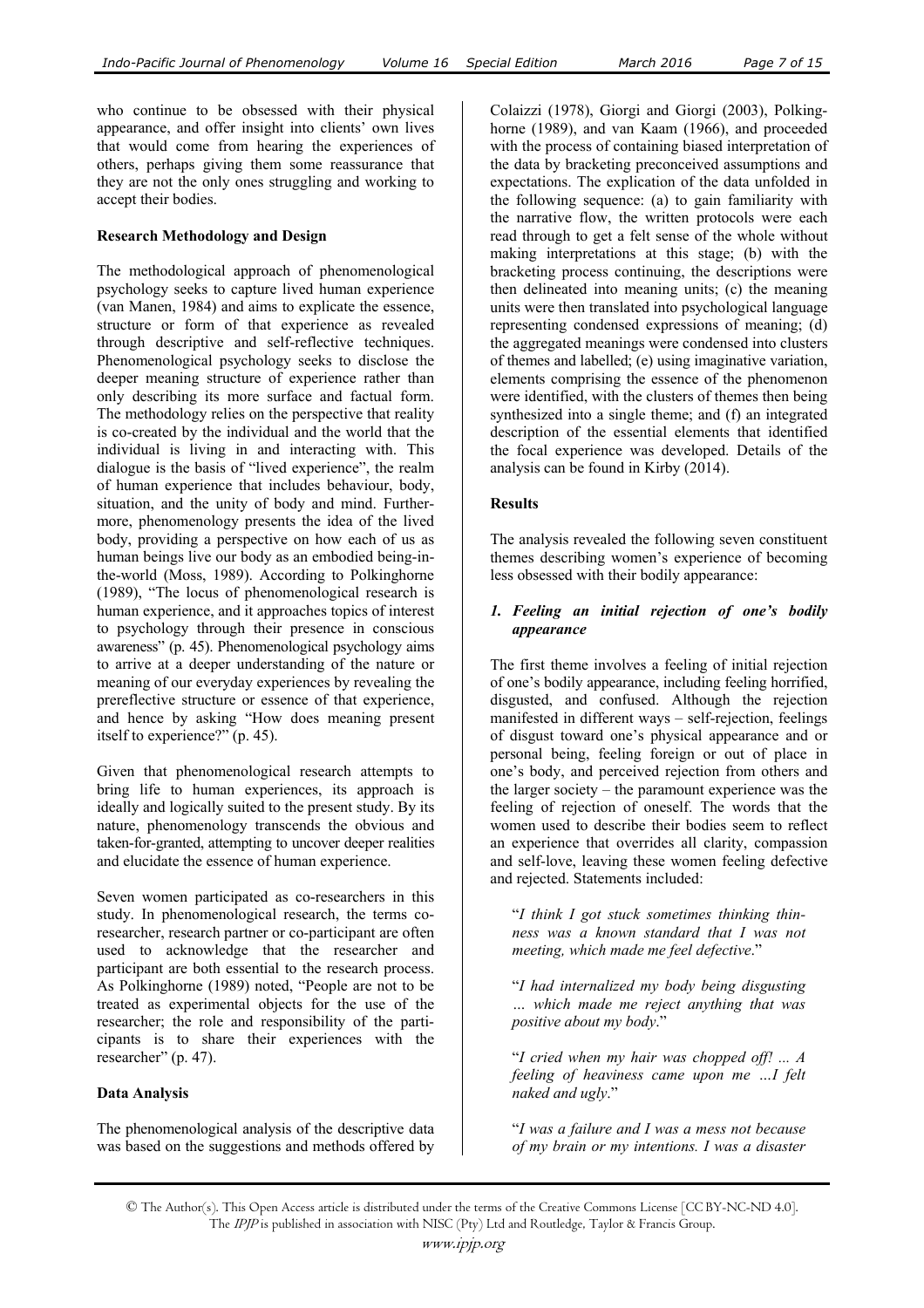who continue to be obsessed with their physical appearance, and offer insight into clients' own lives that would come from hearing the experiences of others, perhaps giving them some reassurance that they are not the only ones struggling and working to accept their bodies.

**Research Methodology and Design**

The methodological approach of phenomenological psychology seeks to capture lived human experience (van Manen, 1984) and aims to explicate the essence, structure or form of that experience as revealed through descriptive and self-reflective techniques. Phenomenological psychology seeks to disclose the deeper meaning structure of experience rather than only describing its more surface and factual form. The methodology relies on the perspective that reality is co-created by the individual and the world that the individual is living in and interacting with. This dialogue is the basis of "lived experience", the realm of human experience that includes behaviour, body, situation, and the unity of body and mind. Furthermore, phenomenology presents the idea of the lived body, providing a perspective on how each of us as human beings live our body as an embodied being-in-the-world (Moss, 1989). According to Polkinghorne (1989), "The locus of phenomenological research is human experience, and it approaches topics of interest to psychology through their presence in conscious awareness" (p. 45). Phenomenological psychology aims to arrive at a deeper understanding of the nature or meaning of our everyday experiences by revealing the prereflective structure or essence of that experience, and hence by asking "How does meaning present itself to experience?" (p. 45).

Given that phenomenological research attempts to bring life to human experiences, its approach is ideally and logically suited to the present study. By its nature, phenomenology transcends the obvious and taken-for-granted, attempting to uncover deeper realities and elucidate the essence of human experience.

Seven women participated as co-researchers in this study. In phenomenological research, the terms co-researcher, research partner or co-participant are often used to acknowledge that the researcher and participant are both essential to the research process. As Polkinghorne (1989) noted, "People are not to be treated as experimental objects for the use of the researcher; the role and responsibility of the participants is to share their experiences with the researcher" (p. 47).

**Data Analysis**

The phenomenological analysis of the descriptive data was based on the suggestions and methods offered by Colaizzi (1978), Giorgi and Giorgi (2003), Polkinghorne (1989), and van Kaam (1966), and proceeded with the process of containing biased interpretation of the data by bracketing preconceived assumptions and expectations. The explication of the data unfolded in the following sequence: (a) to gain familiarity with the narrative flow, the written protocols were each read through to get a felt sense of the whole without making interpretations at this stage; (b) with the bracketing process continuing, the descriptions were then delineated into meaning units; (c) the meaning units were then translated into psychological language representing condensed expressions of meaning; (d) the aggregated meanings were condensed into clusters of themes and labelled; (e) using imaginative variation, elements comprising the essence of the phenomenon were identified, with the clusters of themes then being synthesized into a single theme; and (f) an integrated description of the essential elements that identified the focal experience was developed. Details of the analysis can be found in Kirby (2014).

**Results**

The analysis revealed the following seven constituent themes describing women's experience of becoming less obsessed with their bodily appearance:

***1. Feeling an initial rejection of one's bodily appearance***

The first theme involves a feeling of initial rejection of one's bodily appearance, including feeling horrified, disgusted, and confused. Although the rejection manifested in different ways – self-rejection, feelings of disgust toward one's physical appearance and or personal being, feeling foreign or out of place in one's body, and perceived rejection from others and the larger society – the paramount experience was the feeling of rejection of oneself. The words that the women used to describe their bodies seem to reflect an experience that overrides all clarity, compassion and self-love, leaving these women feeling defective and rejected. Statements included:

> "*I think I got stuck sometimes thinking thinness was a known standard that I was not meeting, which made me feel defective*."

> "*I had internalized my body being disgusting … which made me reject anything that was positive about my body*."

> "*I cried when my hair was chopped off! ... A feeling of heaviness came upon me …I felt naked and ugly*."

> "*I was a failure and I was a mess not because of my brain or my intentions. I was a disaster*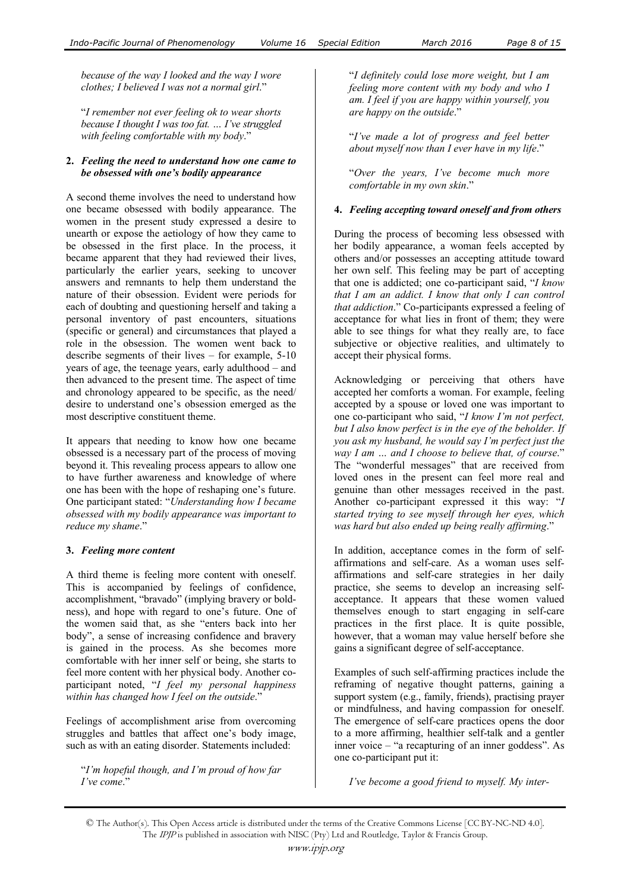*because of the way I looked and the way I wore clothes; I believed I was not a normal girl*."

"*I remember not ever feeling ok to wear shorts because I thought I was too fat. … I've struggled with feeling comfortable with my body*."

**2.** ***Feeling the need to understand how one came to be obsessed with one's bodily appearance***

A second theme involves the need to understand how one became obsessed with bodily appearance. The women in the present study expressed a desire to unearth or expose the aetiology of how they came to be obsessed in the first place. In the process, it became apparent that they had reviewed their lives, particularly the earlier years, seeking to uncover answers and remnants to help them understand the nature of their obsession. Evident were periods for each of doubting and questioning herself and taking a personal inventory of past encounters, situations (specific or general) and circumstances that played a role in the obsession. The women went back to describe segments of their lives – for example, 5-10 years of age, the teenage years, early adulthood – and then advanced to the present time. The aspect of time and chronology appeared to be specific, as the need/ desire to understand one's obsession emerged as the most descriptive constituent theme.

It appears that needing to know how one became obsessed is a necessary part of the process of moving beyond it. This revealing process appears to allow one to have further awareness and knowledge of where one has been with the hope of reshaping one's future. One participant stated: "*Understanding how I became obsessed with my bodily appearance was important to reduce my shame*."

**3.** ***Feeling more content***

A third theme is feeling more content with oneself. This is accompanied by feelings of confidence, accomplishment, "bravado" (implying bravery or boldness), and hope with regard to one's future. One of the women said that, as she "enters back into her body", a sense of increasing confidence and bravery is gained in the process. As she becomes more comfortable with her inner self or being, she starts to feel more content with her physical body. Another co-participant noted, "*I feel my personal happiness within has changed how I feel on the outside*."

Feelings of accomplishment arise from overcoming struggles and battles that affect one's body image, such as with an eating disorder. Statements included:

> "*I'm hopeful though, and I'm proud of how far I've come*."
>
> "*I definitely could lose more weight, but I am feeling more content with my body and who I am. I feel if you are happy within yourself, you are happy on the outside*."
>
> "*I've made a lot of progress and feel better about myself now than I ever have in my life*."
>
> "*Over the years, I've become much more comfortable in my own skin*."

**4.** ***Feeling accepting toward oneself and from others***

During the process of becoming less obsessed with her bodily appearance, a woman feels accepted by others and/or possesses an accepting attitude toward her own self. This feeling may be part of accepting that one is addicted; one co-participant said, "*I know that I am an addict. I know that only I can control that addiction*." Co-participants expressed a feeling of acceptance for what lies in front of them; they were able to see things for what they really are, to face subjective or objective realities, and ultimately to accept their physical forms.

Acknowledging or perceiving that others have accepted her comforts a woman. For example, feeling accepted by a spouse or loved one was important to one co-participant who said, "*I know I'm not perfect, but I also know perfect is in the eye of the beholder. If you ask my husband, he would say I'm perfect just the way I am … and I choose to believe that, of course*." The "wonderful messages" that are received from loved ones in the present can feel more real and genuine than other messages received in the past. Another co-participant expressed it this way: "*I started trying to see myself through her eyes, which was hard but also ended up being really affirming*."

In addition, acceptance comes in the form of self-affirmations and self-care. As a woman uses self-affirmations and self-care strategies in her daily practice, she seems to develop an increasing self-acceptance. It appears that these women valued themselves enough to start engaging in self-care practices in the first place. It is quite possible, however, that a woman may value herself before she gains a significant degree of self-acceptance.

Examples of such self-affirming practices include the reframing of negative thought patterns, gaining a support system (e.g., family, friends), practising prayer or mindfulness, and having compassion for oneself. The emergence of self-care practices opens the door to a more affirming, healthier self-talk and a gentler inner voice – "a recapturing of an inner goddess". As one co-participant put it:

> *I've become a good friend to myself. My inter-*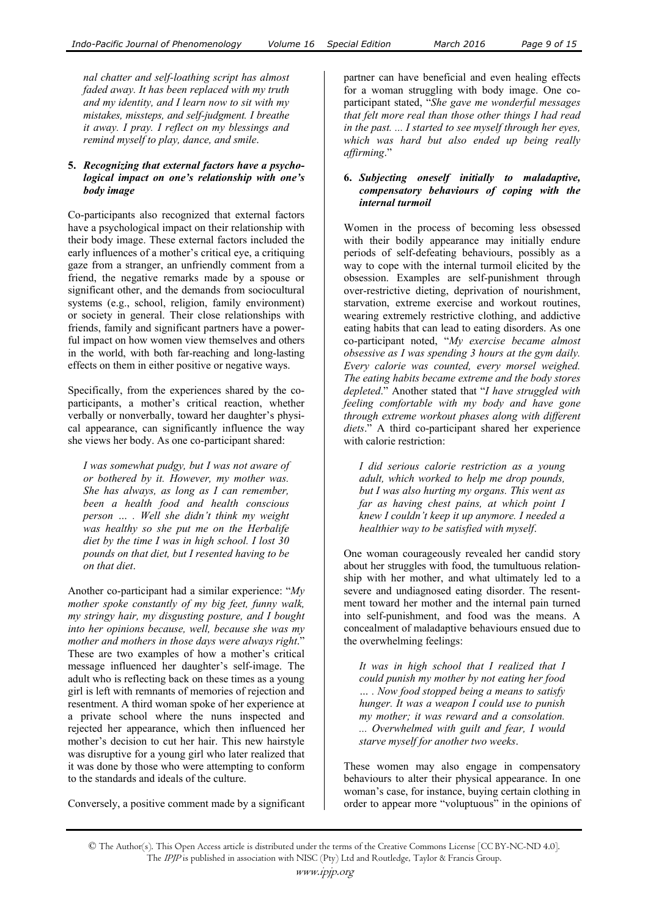*nal chatter and self-loathing script has almost faded away. It has been replaced with my truth and my identity, and I learn now to sit with my mistakes, missteps, and self-judgment. I breathe it away. I pray. I reflect on my blessings and remind myself to play, dance, and smile*.

### 5. *Recognizing that external factors have a psychological impact on one's relationship with one's body image*

Co-participants also recognized that external factors have a psychological impact on their relationship with their body image. These external factors included the early influences of a mother's critical eye, a critiquing gaze from a stranger, an unfriendly comment from a friend, the negative remarks made by a spouse or significant other, and the demands from sociocultural systems (e.g., school, religion, family environment) or society in general. Their close relationships with friends, family and significant partners have a powerful impact on how women view themselves and others in the world, with both far-reaching and long-lasting effects on them in either positive or negative ways.

Specifically, from the experiences shared by the co-participants, a mother's critical reaction, whether verbally or nonverbally, toward her daughter's physical appearance, can significantly influence the way she views her body. As one co-participant shared:

> *I was somewhat pudgy, but I was not aware of or bothered by it. However, my mother was. She has always, as long as I can remember, been a health food and health conscious person … . Well she didn't think my weight was healthy so she put me on the Herbalife diet by the time I was in high school. I lost 30 pounds on that diet, but I resented having to be on that diet*.

Another co-participant had a similar experience: "*My mother spoke constantly of my big feet, funny walk, my stringy hair, my disgusting posture, and I bought into her opinions because, well, because she was my mother and mothers in those days were always right*." These are two examples of how a mother's critical message influenced her daughter's self-image. The adult who is reflecting back on these times as a young girl is left with remnants of memories of rejection and resentment. A third woman spoke of her experience at a private school where the nuns inspected and rejected her appearance, which then influenced her mother's decision to cut her hair. This new hairstyle was disruptive for a young girl who later realized that it was done by those who were attempting to conform to the standards and ideals of the culture.

Conversely, a positive comment made by a significant partner can have beneficial and even healing effects for a woman struggling with body image. One co-participant stated, "*She gave me wonderful messages that felt more real than those other things I had read in the past. ... I started to see myself through her eyes, which was hard but also ended up being really affirming*."

### 6. *Subjecting oneself initially to maladaptive, compensatory behaviours of coping with the internal turmoil*

Women in the process of becoming less obsessed with their bodily appearance may initially endure periods of self-defeating behaviours, possibly as a way to cope with the internal turmoil elicited by the obsession. Examples are self-punishment through over-restrictive dieting, deprivation of nourishment, starvation, extreme exercise and workout routines, wearing extremely restrictive clothing, and addictive eating habits that can lead to eating disorders. As one co-participant noted, "*My exercise became almost obsessive as I was spending 3 hours at the gym daily. Every calorie was counted, every morsel weighed. The eating habits became extreme and the body stores depleted*." Another stated that "*I have struggled with feeling comfortable with my body and have gone through extreme workout phases along with different diets*." A third co-participant shared her experience with calorie restriction:

> *I did serious calorie restriction as a young adult, which worked to help me drop pounds, but I was also hurting my organs. This went as far as having chest pains, at which point I knew I couldn't keep it up anymore. I needed a healthier way to be satisfied with myself*.

One woman courageously revealed her candid story about her struggles with food, the tumultuous relationship with her mother, and what ultimately led to a severe and undiagnosed eating disorder. The resentment toward her mother and the internal pain turned into self-punishment, and food was the means. A concealment of maladaptive behaviours ensued due to the overwhelming feelings:

> *It was in high school that I realized that I could punish my mother by not eating her food … . Now food stopped being a means to satisfy hunger. It was a weapon I could use to punish my mother; it was reward and a consolation. ... Overwhelmed with guilt and fear, I would starve myself for another two weeks*.

These women may also engage in compensatory behaviours to alter their physical appearance. In one woman's case, for instance, buying certain clothing in order to appear more "voluptuous" in the opinions of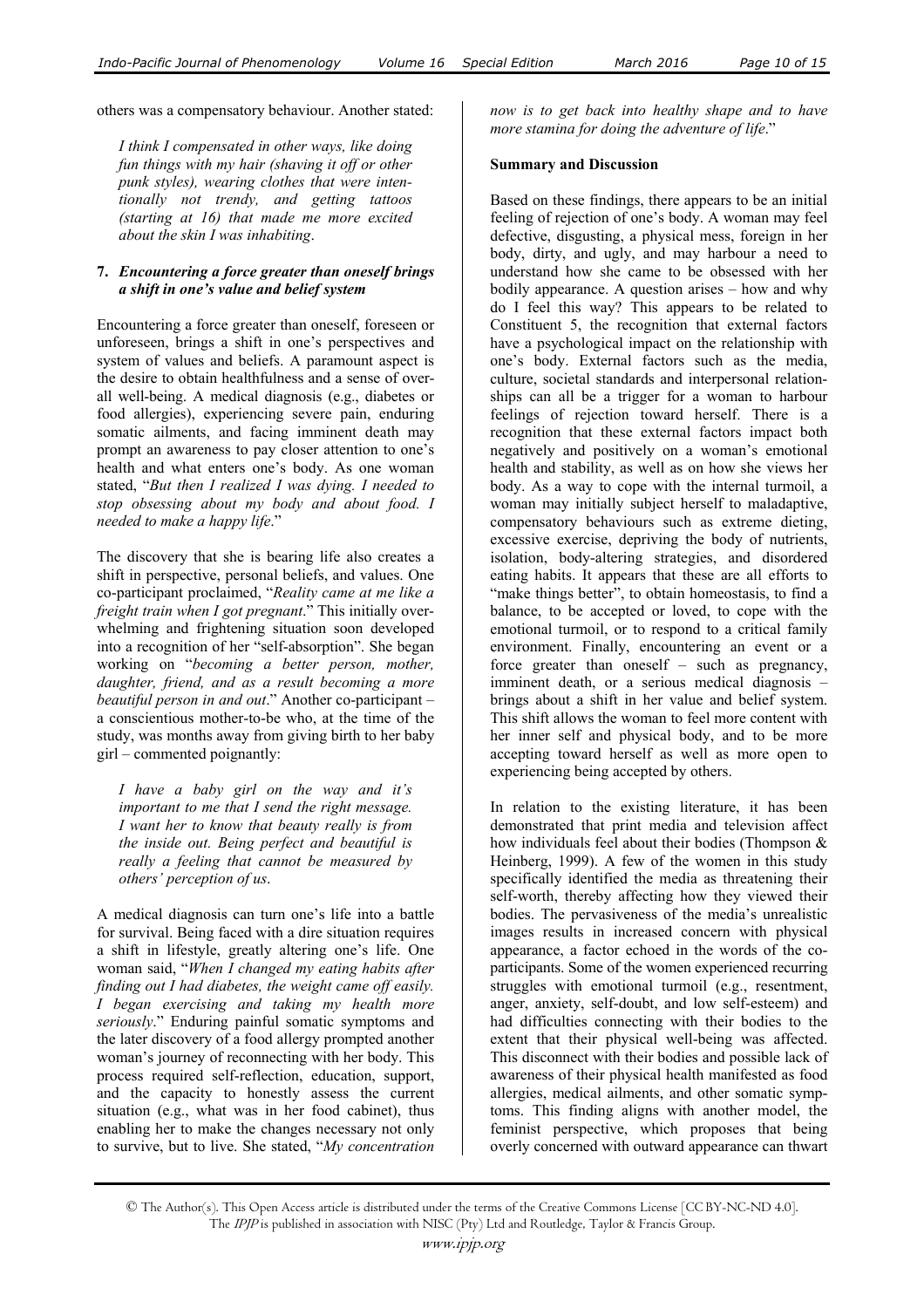others was a compensatory behaviour. Another stated:

> *I think I compensated in other ways, like doing fun things with my hair (shaving it off or other punk styles), wearing clothes that were intentionally not trendy, and getting tattoos (starting at 16) that made me more excited about the skin I was inhabiting.*

**7. *Encountering a force greater than oneself brings a shift in one's value and belief system***

Encountering a force greater than oneself, foreseen or unforeseen, brings a shift in one's perspectives and system of values and beliefs. A paramount aspect is the desire to obtain healthfulness and a sense of overall well-being. A medical diagnosis (e.g., diabetes or food allergies), experiencing severe pain, enduring somatic ailments, and facing imminent death may prompt an awareness to pay closer attention to one's health and what enters one's body. As one woman stated, "*But then I realized I was dying. I needed to stop obsessing about my body and about food. I needed to make a happy life*."

The discovery that she is bearing life also creates a shift in perspective, personal beliefs, and values. One co-participant proclaimed, "*Reality came at me like a freight train when I got pregnant*." This initially overwhelming and frightening situation soon developed into a recognition of her "self-absorption". She began working on "*becoming a better person, mother, daughter, friend, and as a result becoming a more beautiful person in and out*." Another co-participant – a conscientious mother-to-be who, at the time of the study, was months away from giving birth to her baby girl – commented poignantly:

> *I have a baby girl on the way and it's important to me that I send the right message. I want her to know that beauty really is from the inside out. Being perfect and beautiful is really a feeling that cannot be measured by others' perception of us.*

A medical diagnosis can turn one's life into a battle for survival. Being faced with a dire situation requires a shift in lifestyle, greatly altering one's life. One woman said, "*When I changed my eating habits after finding out I had diabetes, the weight came off easily. I began exercising and taking my health more seriously*." Enduring painful somatic symptoms and the later discovery of a food allergy prompted another woman's journey of reconnecting with her body. This process required self-reflection, education, support, and the capacity to honestly assess the current situation (e.g., what was in her food cabinet), thus enabling her to make the changes necessary not only to survive, but to live. She stated, "*My concentration now is to get back into healthy shape and to have more stamina for doing the adventure of life*."

**Summary and Discussion**

Based on these findings, there appears to be an initial feeling of rejection of one's body. A woman may feel defective, disgusting, a physical mess, foreign in her body, dirty, and ugly, and may harbour a need to understand how she came to be obsessed with her bodily appearance. A question arises – how and why do I feel this way? This appears to be related to Constituent 5, the recognition that external factors have a psychological impact on the relationship with one's body. External factors such as the media, culture, societal standards and interpersonal relationships can all be a trigger for a woman to harbour feelings of rejection toward herself. There is a recognition that these external factors impact both negatively and positively on a woman's emotional health and stability, as well as on how she views her body. As a way to cope with the internal turmoil, a woman may initially subject herself to maladaptive, compensatory behaviours such as extreme dieting, excessive exercise, depriving the body of nutrients, isolation, body-altering strategies, and disordered eating habits. It appears that these are all efforts to "make things better", to obtain homeostasis, to find a balance, to be accepted or loved, to cope with the emotional turmoil, or to respond to a critical family environment. Finally, encountering an event or a force greater than oneself – such as pregnancy, imminent death, or a serious medical diagnosis – brings about a shift in her value and belief system. This shift allows the woman to feel more content with her inner self and physical body, and to be more accepting toward herself as well as more open to experiencing being accepted by others.

In relation to the existing literature, it has been demonstrated that print media and television affect how individuals feel about their bodies (Thompson & Heinberg, 1999). A few of the women in this study specifically identified the media as threatening their self-worth, thereby affecting how they viewed their bodies. The pervasiveness of the media's unrealistic images results in increased concern with physical appearance, a factor echoed in the words of the co-participants. Some of the women experienced recurring struggles with emotional turmoil (e.g., resentment, anger, anxiety, self-doubt, and low self-esteem) and had difficulties connecting with their bodies to the extent that their physical well-being was affected. This disconnect with their bodies and possible lack of awareness of their physical health manifested as food allergies, medical ailments, and other somatic symptoms. This finding aligns with another model, the feminist perspective, which proposes that being overly concerned with outward appearance can thwart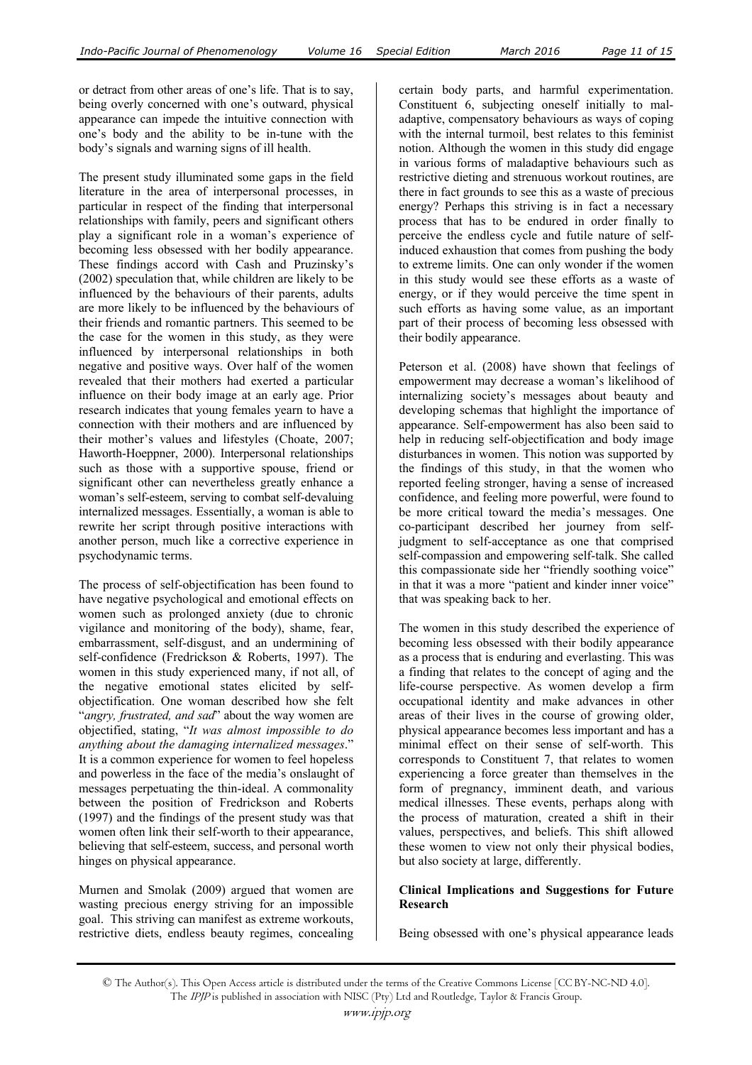or detract from other areas of one's life. That is to say, being overly concerned with one's outward, physical appearance can impede the intuitive connection with one's body and the ability to be in-tune with the body's signals and warning signs of ill health.

The present study illuminated some gaps in the field literature in the area of interpersonal processes, in particular in respect of the finding that interpersonal relationships with family, peers and significant others play a significant role in a woman's experience of becoming less obsessed with her bodily appearance. These findings accord with Cash and Pruzinsky's (2002) speculation that, while children are likely to be influenced by the behaviours of their parents, adults are more likely to be influenced by the behaviours of their friends and romantic partners. This seemed to be the case for the women in this study, as they were influenced by interpersonal relationships in both negative and positive ways. Over half of the women revealed that their mothers had exerted a particular influence on their body image at an early age. Prior research indicates that young females yearn to have a connection with their mothers and are influenced by their mother's values and lifestyles (Choate, 2007; Haworth-Hoeppner, 2000). Interpersonal relationships such as those with a supportive spouse, friend or significant other can nevertheless greatly enhance a woman's self-esteem, serving to combat self-devaluing internalized messages. Essentially, a woman is able to rewrite her script through positive interactions with another person, much like a corrective experience in psychodynamic terms.

The process of self-objectification has been found to have negative psychological and emotional effects on women such as prolonged anxiety (due to chronic vigilance and monitoring of the body), shame, fear, embarrassment, self-disgust, and an undermining of self-confidence (Fredrickson & Roberts, 1997). The women in this study experienced many, if not all, of the negative emotional states elicited by self-objectification. One woman described how she felt "*angry, frustrated, and sad*" about the way women are objectified, stating, "*It was almost impossible to do anything about the damaging internalized messages*." It is a common experience for women to feel hopeless and powerless in the face of the media's onslaught of messages perpetuating the thin-ideal. A commonality between the position of Fredrickson and Roberts (1997) and the findings of the present study was that women often link their self-worth to their appearance, believing that self-esteem, success, and personal worth hinges on physical appearance.

Murnen and Smolak (2009) argued that women are wasting precious energy striving for an impossible goal. This striving can manifest as extreme workouts, restrictive diets, endless beauty regimes, concealing certain body parts, and harmful experimentation. Constituent 6, subjecting oneself initially to mal-adaptive, compensatory behaviours as ways of coping with the internal turmoil, best relates to this feminist notion. Although the women in this study did engage in various forms of maladaptive behaviours such as restrictive dieting and strenuous workout routines, are there in fact grounds to see this as a waste of precious energy? Perhaps this striving is in fact a necessary process that has to be endured in order finally to perceive the endless cycle and futile nature of self-induced exhaustion that comes from pushing the body to extreme limits. One can only wonder if the women in this study would see these efforts as a waste of energy, or if they would perceive the time spent in such efforts as having some value, as an important part of their process of becoming less obsessed with their bodily appearance.

Peterson et al. (2008) have shown that feelings of empowerment may decrease a woman's likelihood of internalizing society's messages about beauty and developing schemas that highlight the importance of appearance. Self-empowerment has also been said to help in reducing self-objectification and body image disturbances in women. This notion was supported by the findings of this study, in that the women who reported feeling stronger, having a sense of increased confidence, and feeling more powerful, were found to be more critical toward the media's messages. One co-participant described her journey from self-judgment to self-acceptance as one that comprised self-compassion and empowering self-talk. She called this compassionate side her "friendly soothing voice" in that it was a more "patient and kinder inner voice" that was speaking back to her.

The women in this study described the experience of becoming less obsessed with their bodily appearance as a process that is enduring and everlasting. This was a finding that relates to the concept of aging and the life-course perspective. As women develop a firm occupational identity and make advances in other areas of their lives in the course of growing older, physical appearance becomes less important and has a minimal effect on their sense of self-worth. This corresponds to Constituent 7, that relates to women experiencing a force greater than themselves in the form of pregnancy, imminent death, and various medical illnesses. These events, perhaps along with the process of maturation, created a shift in their values, perspectives, and beliefs. This shift allowed these women to view not only their physical bodies, but also society at large, differently.

**Clinical Implications and Suggestions for Future Research**

Being obsessed with one's physical appearance leads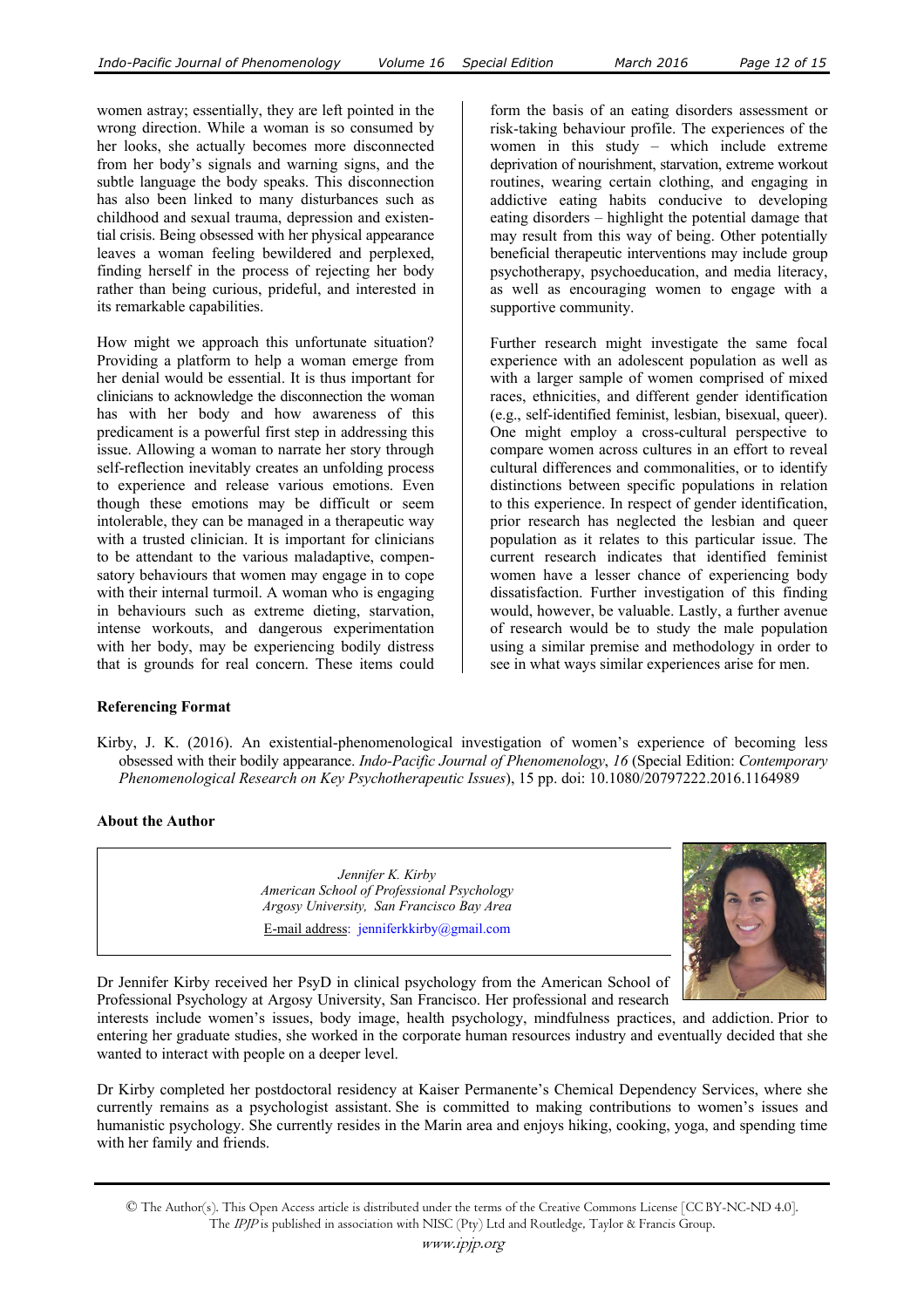women astray; essentially, they are left pointed in the wrong direction. While a woman is so consumed by her looks, she actually becomes more disconnected from her body's signals and warning signs, and the subtle language the body speaks. This disconnection has also been linked to many disturbances such as childhood and sexual trauma, depression and existential crisis. Being obsessed with her physical appearance leaves a woman feeling bewildered and perplexed, finding herself in the process of rejecting her body rather than being curious, prideful, and interested in its remarkable capabilities.

How might we approach this unfortunate situation? Providing a platform to help a woman emerge from her denial would be essential. It is thus important for clinicians to acknowledge the disconnection the woman has with her body and how awareness of this predicament is a powerful first step in addressing this issue. Allowing a woman to narrate her story through self-reflection inevitably creates an unfolding process to experience and release various emotions. Even though these emotions may be difficult or seem intolerable, they can be managed in a therapeutic way with a trusted clinician. It is important for clinicians to be attendant to the various maladaptive, compensatory behaviours that women may engage in to cope with their internal turmoil. A woman who is engaging in behaviours such as extreme dieting, starvation, intense workouts, and dangerous experimentation with her body, may be experiencing bodily distress that is grounds for real concern. These items could form the basis of an eating disorders assessment or risk-taking behaviour profile. The experiences of the women in this study – which include extreme deprivation of nourishment, starvation, extreme workout routines, wearing certain clothing, and engaging in addictive eating habits conducive to developing eating disorders – highlight the potential damage that may result from this way of being. Other potentially beneficial therapeutic interventions may include group psychotherapy, psychoeducation, and media literacy, as well as encouraging women to engage with a supportive community.

Further research might investigate the same focal experience with an adolescent population as well as with a larger sample of women comprised of mixed races, ethnicities, and different gender identification (e.g., self-identified feminist, lesbian, bisexual, queer). One might employ a cross-cultural perspective to compare women across cultures in an effort to reveal cultural differences and commonalities, or to identify distinctions between specific populations in relation to this experience. In respect of gender identification, prior research has neglected the lesbian and queer population as it relates to this particular issue. The current research indicates that identified feminist women have a lesser chance of experiencing body dissatisfaction. Further investigation of this finding would, however, be valuable. Lastly, a further avenue of research would be to study the male population using a similar premise and methodology in order to see in what ways similar experiences arise for men.

**Referencing Format**

Kirby, J. K. (2016). An existential-phenomenological investigation of women's experience of becoming less obsessed with their bodily appearance. *Indo-Pacific Journal of Phenomenology*, *16* (Special Edition: *Contemporary Phenomenological Research on Key Psychotherapeutic Issues*), 15 pp. doi: 10.1080/20797222.2016.1164989

**About the Author**

*Jennifer K. Kirby*
*American School of Professional Psychology*
*Argosy University, San Francisco Bay Area*
E-mail address: jenniferkkirby@gmail.com

Dr Jennifer Kirby received her PsyD in clinical psychology from the American School of Professional Psychology at Argosy University, San Francisco. Her professional and research interests include women's issues, body image, health psychology, mindfulness practices, and addiction. Prior to entering her graduate studies, she worked in the corporate human resources industry and eventually decided that she wanted to interact with people on a deeper level.

Dr Kirby completed her postdoctoral residency at Kaiser Permanente's Chemical Dependency Services, where she currently remains as a psychologist assistant. She is committed to making contributions to women's issues and humanistic psychology. She currently resides in the Marin area and enjoys hiking, cooking, yoga, and spending time with her family and friends.

© The Author(s). This Open Access article is distributed under the terms of the Creative Commons License [CC BY-NC-ND 4.0]. The *IPJP* is published in association with NISC (Pty) Ltd and Routledge, Taylor & Francis Group.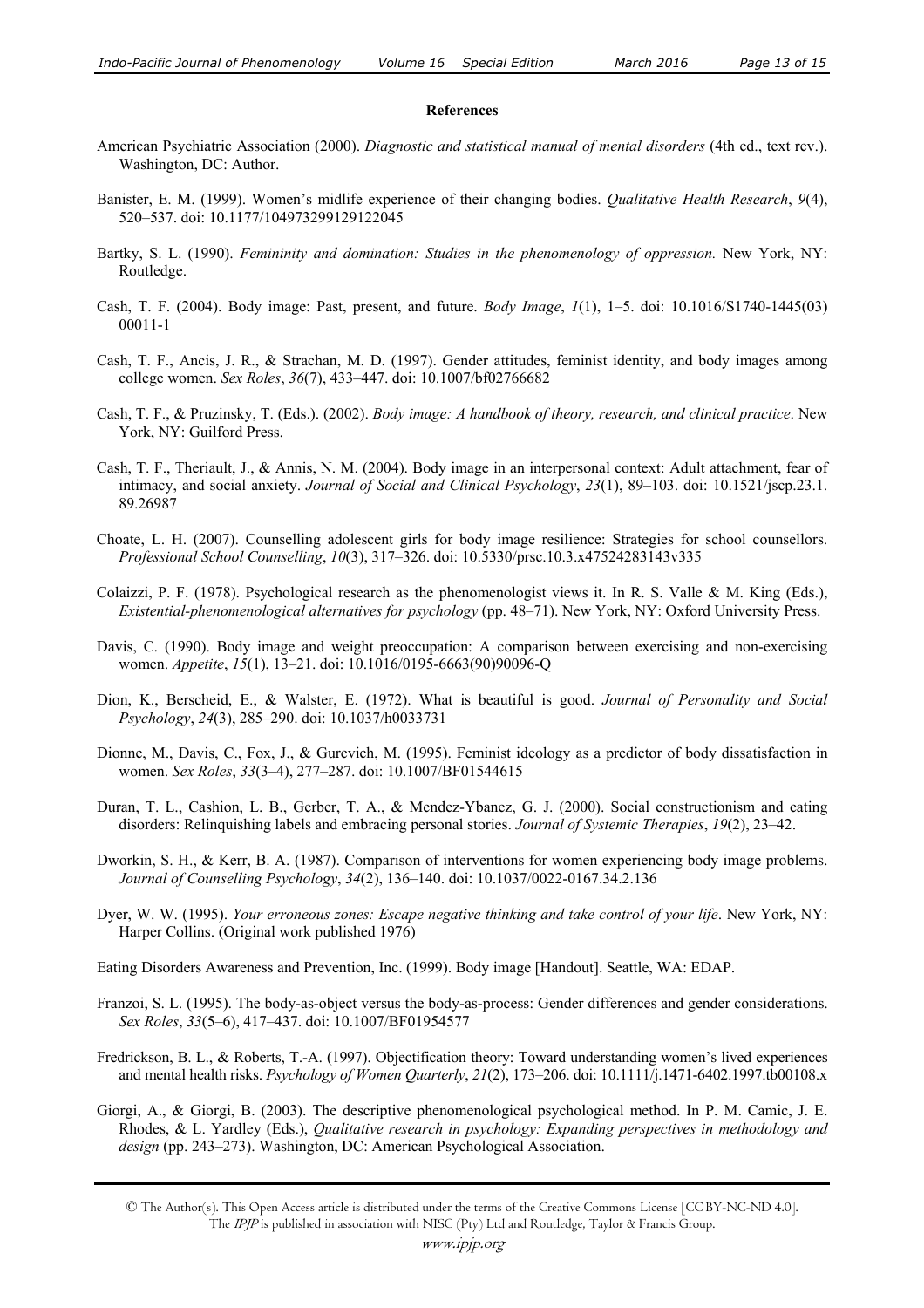**References**

American Psychiatric Association (2000). *Diagnostic and statistical manual of mental disorders* (4th ed., text rev.). Washington, DC: Author.

Banister, E. M. (1999). Women's midlife experience of their changing bodies. *Qualitative Health Research*, *9*(4), 520–537. doi: 10.1177/104973299129122045

Bartky, S. L. (1990). *Femininity and domination: Studies in the phenomenology of oppression.* New York, NY: Routledge.

Cash, T. F. (2004). Body image: Past, present, and future. *Body Image*, *1*(1), 1–5. doi: 10.1016/S1740-1445(03)00011-1

Cash, T. F., Ancis, J. R., & Strachan, M. D. (1997). Gender attitudes, feminist identity, and body images among college women. *Sex Roles*, *36*(7), 433–447. doi: 10.1007/bf02766682

Cash, T. F., & Pruzinsky, T. (Eds.). (2002). *Body image: A handbook of theory, research, and clinical practice*. New York, NY: Guilford Press.

Cash, T. F., Theriault, J., & Annis, N. M. (2004). Body image in an interpersonal context: Adult attachment, fear of intimacy, and social anxiety. *Journal of Social and Clinical Psychology*, *23*(1), 89–103. doi: 10.1521/jscp.23.1.89.26987

Choate, L. H. (2007). Counselling adolescent girls for body image resilience: Strategies for school counsellors. *Professional School Counselling*, *10*(3), 317–326. doi: 10.5330/prsc.10.3.x47524283143v335

Colaizzi, P. F. (1978). Psychological research as the phenomenologist views it. In R. S. Valle & M. King (Eds.), *Existential-phenomenological alternatives for psychology* (pp. 48–71). New York, NY: Oxford University Press.

Davis, C. (1990). Body image and weight preoccupation: A comparison between exercising and non-exercising women. *Appetite*, *15*(1), 13–21. doi: 10.1016/0195-6663(90)90096-Q

Dion, K., Berscheid, E., & Walster, E. (1972). What is beautiful is good. *Journal of Personality and Social Psychology*, *24*(3), 285–290. doi: 10.1037/h0033731

Dionne, M., Davis, C., Fox, J., & Gurevich, M. (1995). Feminist ideology as a predictor of body dissatisfaction in women. *Sex Roles*, *33*(3–4), 277–287. doi: 10.1007/BF01544615

Duran, T. L., Cashion, L. B., Gerber, T. A., & Mendez-Ybanez, G. J. (2000). Social constructionism and eating disorders: Relinquishing labels and embracing personal stories. *Journal of Systemic Therapies*, *19*(2), 23–42.

Dworkin, S. H., & Kerr, B. A. (1987). Comparison of interventions for women experiencing body image problems. *Journal of Counselling Psychology*, *34*(2), 136–140. doi: 10.1037/0022-0167.34.2.136

Dyer, W. W. (1995). *Your erroneous zones: Escape negative thinking and take control of your life*. New York, NY: Harper Collins. (Original work published 1976)

Eating Disorders Awareness and Prevention, Inc. (1999). Body image [Handout]. Seattle, WA: EDAP.

Franzoi, S. L. (1995). The body-as-object versus the body-as-process: Gender differences and gender considerations. *Sex Roles*, *33*(5–6), 417–437. doi: 10.1007/BF01954577

Fredrickson, B. L., & Roberts, T.-A. (1997). Objectification theory: Toward understanding women's lived experiences and mental health risks. *Psychology of Women Quarterly*, *21*(2), 173–206. doi: 10.1111/j.1471-6402.1997.tb00108.x

Giorgi, A., & Giorgi, B. (2003). The descriptive phenomenological psychological method. In P. M. Camic, J. E. Rhodes, & L. Yardley (Eds.), *Qualitative research in psychology: Expanding perspectives in methodology and design* (pp. 243–273). Washington, DC: American Psychological Association.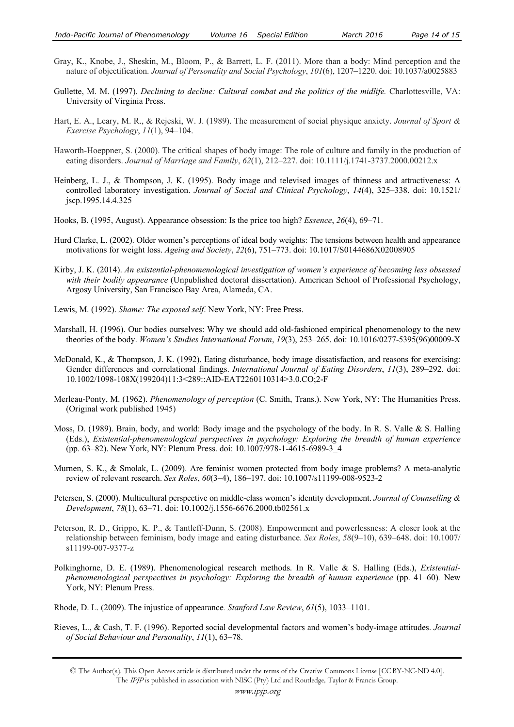Gray, K., Knobe, J., Sheskin, M., Bloom, P., & Barrett, L. F. (2011). More than a body: Mind perception and the nature of objectification. *Journal of Personality and Social Psychology*, *101*(6), 1207–1220. doi: 10.1037/a0025883

Gullette, M. M. (1997). *Declining to decline: Cultural combat and the politics of the midlife.* Charlottesville, VA: University of Virginia Press.

Hart, E. A., Leary, M. R., & Rejeski, W. J. (1989). The measurement of social physique anxiety. *Journal of Sport & Exercise Psychology*, *11*(1), 94–104.

Haworth-Hoeppner, S. (2000). The critical shapes of body image: The role of culture and family in the production of eating disorders. *Journal of Marriage and Family*, *62*(1), 212–227. doi: 10.1111/j.1741-3737.2000.00212.x

Heinberg, L. J., & Thompson, J. K. (1995). Body image and televised images of thinness and attractiveness: A controlled laboratory investigation. *Journal of Social and Clinical Psychology*, *14*(4), 325–338. doi: 10.1521/jscp.1995.14.4.325

Hooks, B. (1995, August). Appearance obsession: Is the price too high? *Essence*, *26*(4), 69–71.

Hurd Clarke, L. (2002). Older women's perceptions of ideal body weights: The tensions between health and appearance motivations for weight loss. *Ageing and Society*, *22*(6), 751–773. doi: 10.1017/S0144686X02008905

Kirby, J. K. (2014). *An existential-phenomenological investigation of women's experience of becoming less obsessed with their bodily appearance* (Unpublished doctoral dissertation). American School of Professional Psychology, Argosy University, San Francisco Bay Area, Alameda, CA.

Lewis, M. (1992). *Shame: The exposed self*. New York, NY: Free Press.

Marshall, H. (1996). Our bodies ourselves: Why we should add old-fashioned empirical phenomenology to the new theories of the body. *Women's Studies International Forum*, *19*(3), 253–265. doi: 10.1016/0277-5395(96)00009-X

McDonald, K., & Thompson, J. K. (1992). Eating disturbance, body image dissatisfaction, and reasons for exercising: Gender differences and correlational findings. *International Journal of Eating Disorders*, *11*(3), 289–292. doi: 10.1002/1098-108X(199204)11:3<289::AID-EAT2260110314>3.0.CO;2-F

Merleau-Ponty, M. (1962). *Phenomenology of perception* (C. Smith, Trans.). New York, NY: The Humanities Press. (Original work published 1945)

Moss, D. (1989). Brain, body, and world: Body image and the psychology of the body. In R. S. Valle & S. Halling (Eds.), *Existential-phenomenological perspectives in psychology: Exploring the breadth of human experience* (pp. 63–82). New York, NY: Plenum Press. doi: 10.1007/978-1-4615-6989-3_4

Murnen, S. K., & Smolak, L. (2009). Are feminist women protected from body image problems? A meta-analytic review of relevant research. *Sex Roles*, *60*(3–4), 186–197. doi: 10.1007/s11199-008-9523-2

Petersen, S. (2000). Multicultural perspective on middle-class women's identity development. *Journal of Counselling & Development*, *78*(1), 63–71. doi: 10.1002/j.1556-6676.2000.tb02561.x

Peterson, R. D., Grippo, K. P., & Tantleff-Dunn, S. (2008). Empowerment and powerlessness: A closer look at the relationship between feminism, body image and eating disturbance. *Sex Roles*, *58*(9–10), 639–648. doi: 10.1007/s11199-007-9377-z

Polkinghorne, D. E. (1989). Phenomenological research methods. In R. Valle & S. Halling (Eds.), *Existential-phenomenological perspectives in psychology: Exploring the breadth of human experience* (pp. 41–60)*.* New York, NY: Plenum Press.

Rhode, D. L. (2009). The injustice of appearance*. Stanford Law Review*, *61*(5), 1033–1101.

Rieves, L., & Cash, T. F. (1996). Reported social developmental factors and women's body-image attitudes. *Journal of Social Behaviour and Personality*, *11*(1), 63–78.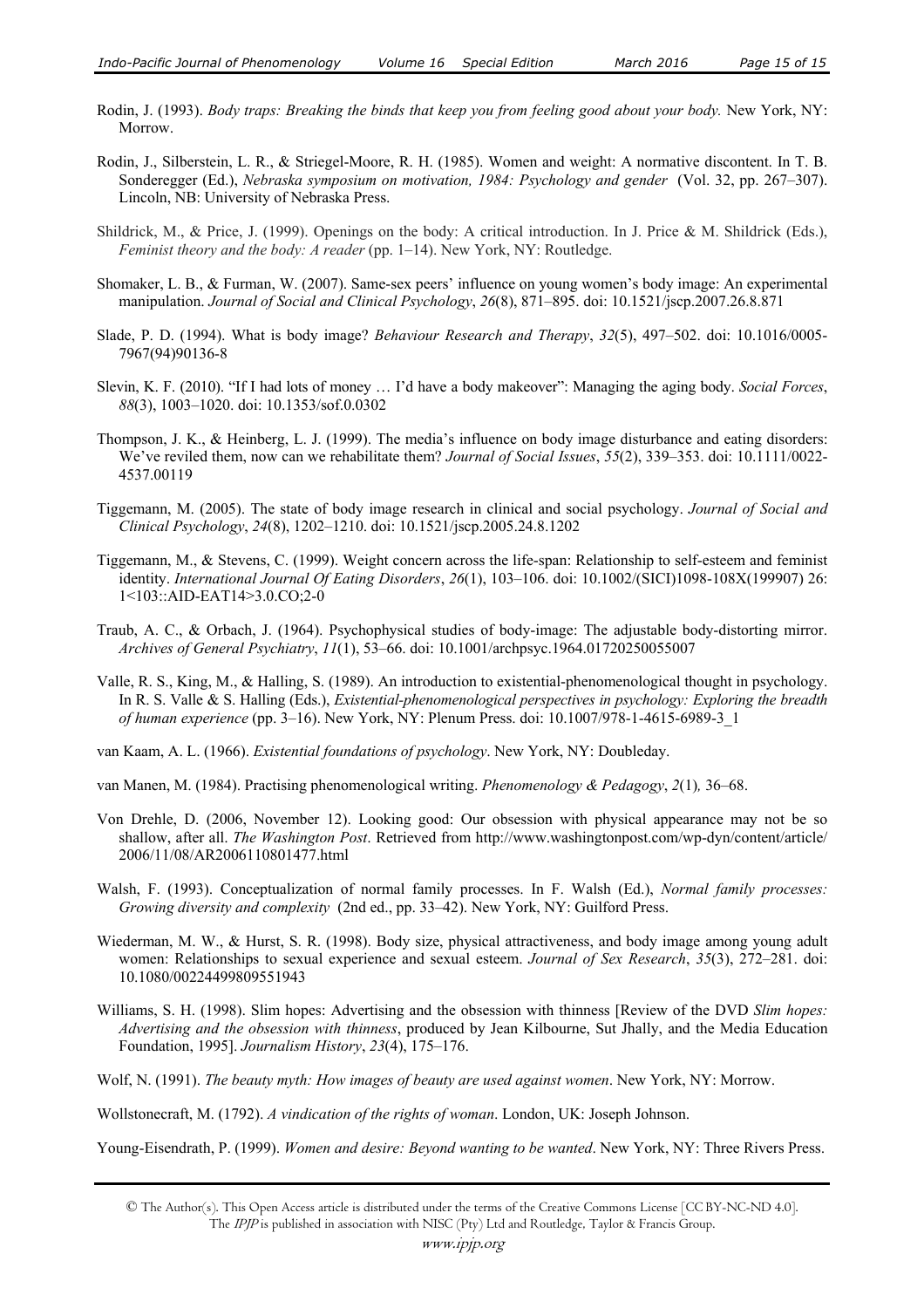Rodin, J. (1993). *Body traps: Breaking the binds that keep you from feeling good about your body.* New York, NY: Morrow.

Rodin, J., Silberstein, L. R., & Striegel-Moore, R. H. (1985). Women and weight: A normative discontent. In T. B. Sonderegger (Ed.), *Nebraska symposium on motivation, 1984: Psychology and gender* (Vol. 32, pp. 267–307). Lincoln, NB: University of Nebraska Press.

Shildrick, M., & Price, J. (1999). Openings on the body: A critical introduction. In J. Price & M. Shildrick (Eds.), *Feminist theory and the body: A reader* (pp. 1–14). New York, NY: Routledge.

Shomaker, L. B., & Furman, W. (2007). Same-sex peers' influence on young women's body image: An experimental manipulation. *Journal of Social and Clinical Psychology*, *26*(8), 871–895. doi: 10.1521/jscp.2007.26.8.871

Slade, P. D. (1994). What is body image? *Behaviour Research and Therapy*, *32*(5), 497–502. doi: 10.1016/0005-7967(94)90136-8

Slevin, K. F. (2010). "If I had lots of money … I'd have a body makeover": Managing the aging body. *Social Forces*, *88*(3), 1003–1020. doi: 10.1353/sof.0.0302

Thompson, J. K., & Heinberg, L. J. (1999). The media's influence on body image disturbance and eating disorders: We've reviled them, now can we rehabilitate them? *Journal of Social Issues*, *55*(2), 339–353. doi: 10.1111/0022-4537.00119

Tiggemann, M. (2005). The state of body image research in clinical and social psychology. *Journal of Social and Clinical Psychology*, *24*(8), 1202–1210. doi: 10.1521/jscp.2005.24.8.1202

Tiggemann, M., & Stevens, C. (1999). Weight concern across the life-span: Relationship to self-esteem and feminist identity. *International Journal Of Eating Disorders*, *26*(1), 103–106. doi: 10.1002/(SICI)1098-108X(199907) 26: 1<103::AID-EAT14>3.0.CO;2-0

Traub, A. C., & Orbach, J. (1964). Psychophysical studies of body-image: The adjustable body-distorting mirror. *Archives of General Psychiatry*, *11*(1), 53–66. doi: 10.1001/archpsyc.1964.01720250055007

Valle, R. S., King, M., & Halling, S. (1989). An introduction to existential-phenomenological thought in psychology. In R. S. Valle & S. Halling (Eds.), *Existential-phenomenological perspectives in psychology: Exploring the breadth of human experience* (pp. 3–16). New York, NY: Plenum Press. doi: 10.1007/978-1-4615-6989-3_1

van Kaam, A. L. (1966). *Existential foundations of psychology*. New York, NY: Doubleday.

van Manen, M. (1984). Practising phenomenological writing. *Phenomenology & Pedagogy*, *2*(1)*,* 36–68.

Von Drehle, D. (2006, November 12). Looking good: Our obsession with physical appearance may not be so shallow, after all. *The Washington Post*. Retrieved from http://www.washingtonpost.com/wp-dyn/content/article/2006/11/08/AR2006110801477.html

Walsh, F. (1993). Conceptualization of normal family processes. In F. Walsh (Ed.), *Normal family processes: Growing diversity and complexity* (2nd ed., pp. 33–42). New York, NY: Guilford Press.

Wiederman, M. W., & Hurst, S. R. (1998). Body size, physical attractiveness, and body image among young adult women: Relationships to sexual experience and sexual esteem. *Journal of Sex Research*, *35*(3), 272–281. doi: 10.1080/00224499809551943

Williams, S. H. (1998). Slim hopes: Advertising and the obsession with thinness [Review of the DVD *Slim hopes: Advertising and the obsession with thinness*, produced by Jean Kilbourne, Sut Jhally, and the Media Education Foundation, 1995]. *Journalism History*, *23*(4), 175–176.

Wolf, N. (1991). *The beauty myth: How images of beauty are used against women*. New York, NY: Morrow.

Wollstonecraft, M. (1792). *A vindication of the rights of woman*. London, UK: Joseph Johnson.

Young-Eisendrath, P. (1999). *Women and desire: Beyond wanting to be wanted*. New York, NY: Three Rivers Press.